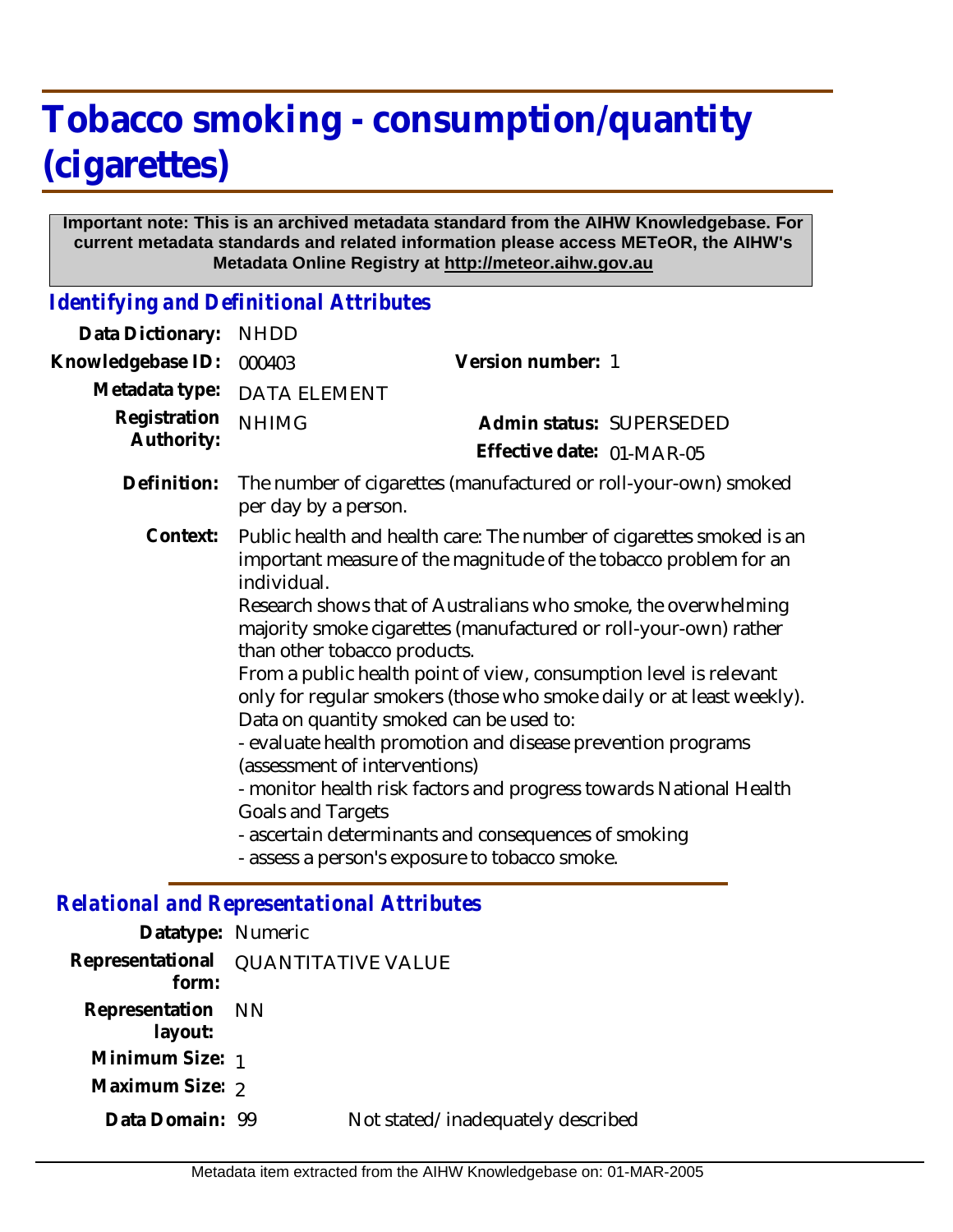# Tobacco smoking - consumption/quantity (cigarettes)

**Important note: This is an archived metadata standard from the AIHW Knowledgebase. For current metadata standards and related information please access METeOR, the AIHW's Metadata Online Registry at http://meteor.aihw.gov.au**

## *Identifying and Definitional Attributes*

| | | | |
|---|---|---|---|
| **Data Dictionary:** | NHDD | | |
| **Knowledgebase ID:** | 000403 | **Version number:** | 1 |
| **Metadata type:** | DATA ELEMENT | | |
| **Registration Authority:** | NHIMG | **Admin status:** | SUPERSEDED |
| | | **Effective date:** | 01-MAR-05 |

**Definition:** The number of cigarettes (manufactured or roll-your-own) smoked per day by a person.

**Context:** Public health and health care: The number of cigarettes smoked is an important measure of the magnitude of the tobacco problem for an individual.
Research shows that of Australians who smoke, the overwhelming majority smoke cigarettes (manufactured or roll-your-own) rather than other tobacco products.
From a public health point of view, consumption level is relevant only for regular smokers (those who smoke daily or at least weekly).
Data on quantity smoked can be used to:
- evaluate health promotion and disease prevention programs (assessment of interventions)
- monitor health risk factors and progress towards National Health Goals and Targets
- ascertain determinants and consequences of smoking
- assess a person's exposure to tobacco smoke.

## *Relational and Representational Attributes*

**Datatype:** Numeric

**Representational form:** QUANTITATIVE VALUE

**Representation layout:** NN

**Minimum Size:** 1

**Maximum Size:** 2

**Data Domain:** 99 Not stated/inadequately described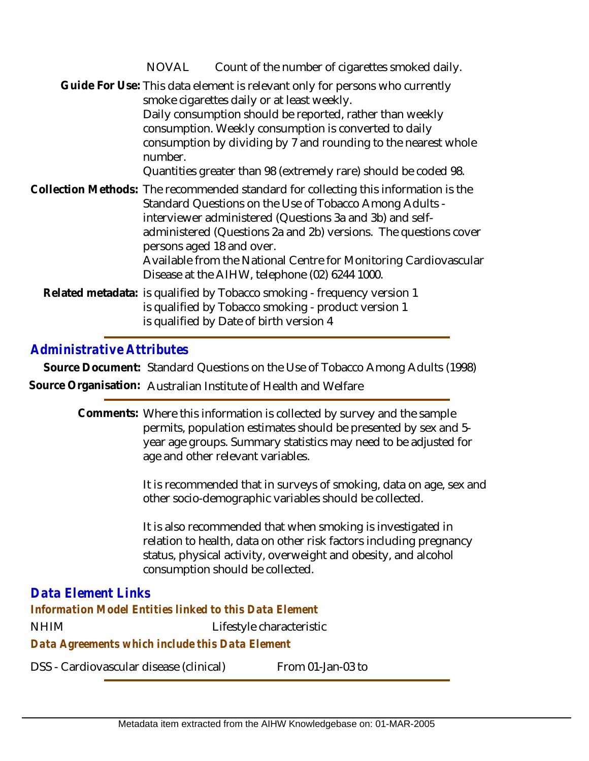NOVAL Count of the number of cigarettes smoked daily.

**Guide For Use:** This data element is relevant only for persons who currently smoke cigarettes daily or at least weekly.
Daily consumption should be reported, rather than weekly consumption. Weekly consumption is converted to daily consumption by dividing by 7 and rounding to the nearest whole number.
Quantities greater than 98 (extremely rare) should be coded 98.

**Collection Methods:** The recommended standard for collecting this information is the Standard Questions on the Use of Tobacco Among Adults - interviewer administered (Questions 3a and 3b) and self-administered (Questions 2a and 2b) versions. The questions cover persons aged 18 and over.
Available from the National Centre for Monitoring Cardiovascular Disease at the AIHW, telephone (02) 6244 1000.

**Related metadata:** is qualified by Tobacco smoking - frequency version 1
is qualified by Tobacco smoking - product version 1
is qualified by Date of birth version 4

## *Administrative Attributes*

**Source Document:** Standard Questions on the Use of Tobacco Among Adults (1998)

**Source Organisation:** Australian Institute of Health and Welfare

**Comments:** Where this information is collected by survey and the sample permits, population estimates should be presented by sex and 5-year age groups. Summary statistics may need to be adjusted for age and other relevant variables.

It is recommended that in surveys of smoking, data on age, sex and other socio-demographic variables should be collected.

It is also recommended that when smoking is investigated in relation to health, data on other risk factors including pregnancy status, physical activity, overweight and obesity, and alcohol consumption should be collected.

## *Data Element Links*

### *Information Model Entities linked to this Data Element*

| | |
|---|---|
| NHIM | Lifestyle characteristic |

### *Data Agreements which include this Data Element*

| | |
|---|---|
| DSS - Cardiovascular disease (clinical) | From 01-Jan-03 to |